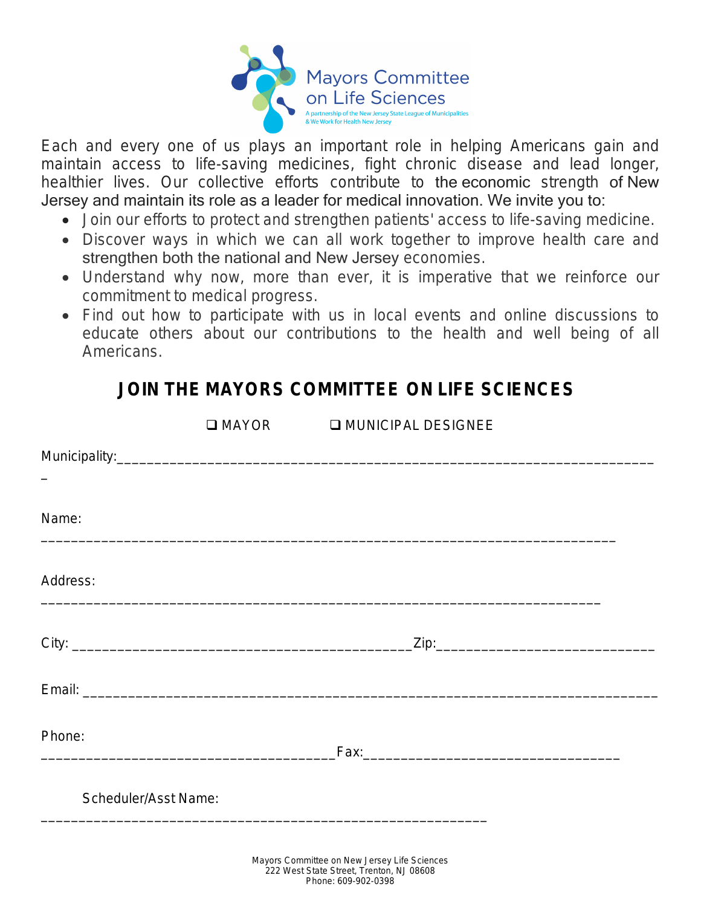Mayors Committee on Life Sciences

A partnership of the New Jersey State League of Municipalities & We Work for Health New Jersey

Each and every one of us plays an important role in helping Americans gain and maintain access to life-saving medicines, fight chronic disease and lead longer, healthier lives. Our collective efforts contribute to the economic strength of New Jersey and maintain its role as a leader for medical innovation. We invite you to:

- Join our efforts to protect and strengthen patients' access to life-saving medicine.
- Discover ways in which we can all work together to improve health care and strengthen both the national and New Jersey economies.
- Understand why now, more than ever, it is imperative that we reinforce our commitment to medical progress.
- Find out how to participate with us in local events and online discussions to educate others about our contributions to the health and well being of all Americans.

## JOIN THE MAYORS COMMITTEE ON LIFE SCIENCES

❑ MAYOR ❑ MUNICIPAL DESIGNEE

Municipality:___________________________________________________________________________

Name: ___________________________________________________________________________

Address: ___________________________________________________________________________

City: ___________________________________________Zip:____________________________

Email: ___________________________________________________________________________

Phone: _____________________________________Fax:_________________________________

Scheduler/Asst Name: ___________________________________________________________

Mayors Committee on New Jersey Life Sciences
222 West State Street, Trenton, NJ 08608
Phone: 609-902-0398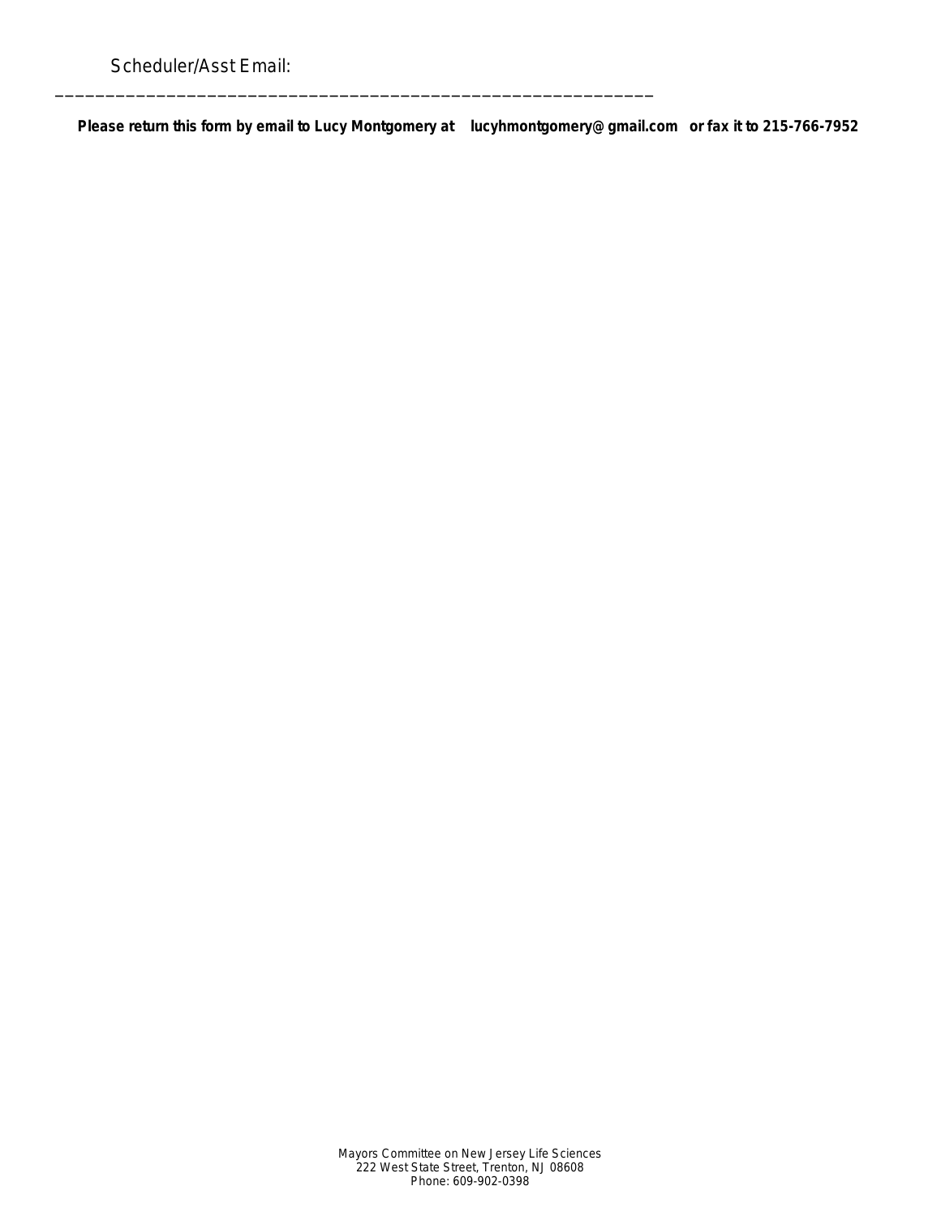Scheduler/Asst Email:

_____________________________________________________________

**Please return this form by email to Lucy Montgomery at lucyhmontgomery@gmail.com or fax it to 215-766-7952**

Mayors Committee on New Jersey Life Sciences
222 West State Street, Trenton, NJ 08608
Phone: 609-902-0398